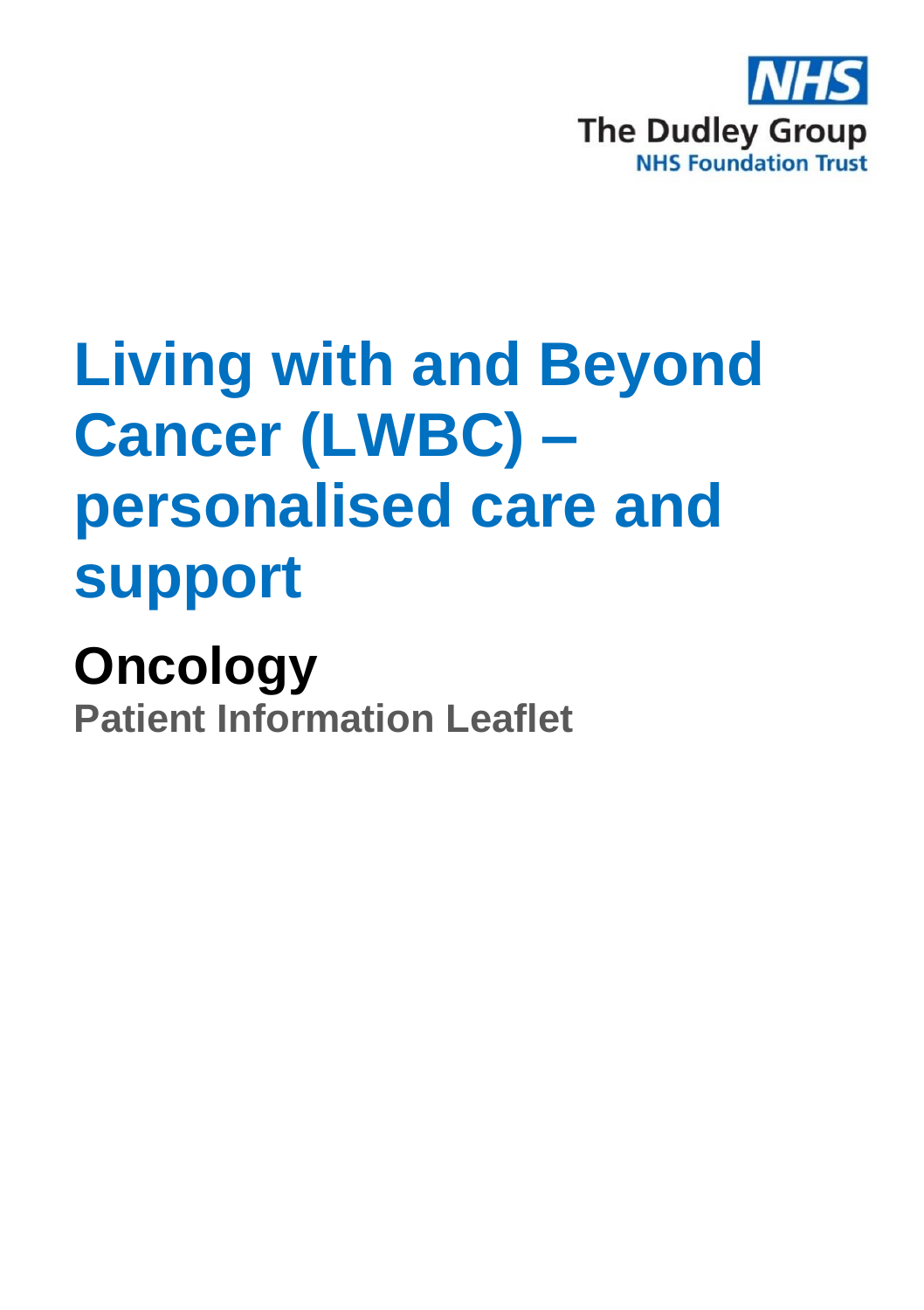NHS

The Dudley Group
NHS Foundation Trust

# Living with and Beyond Cancer (LWBC) – personalised care and support

## Oncology

**Patient Information Leaflet**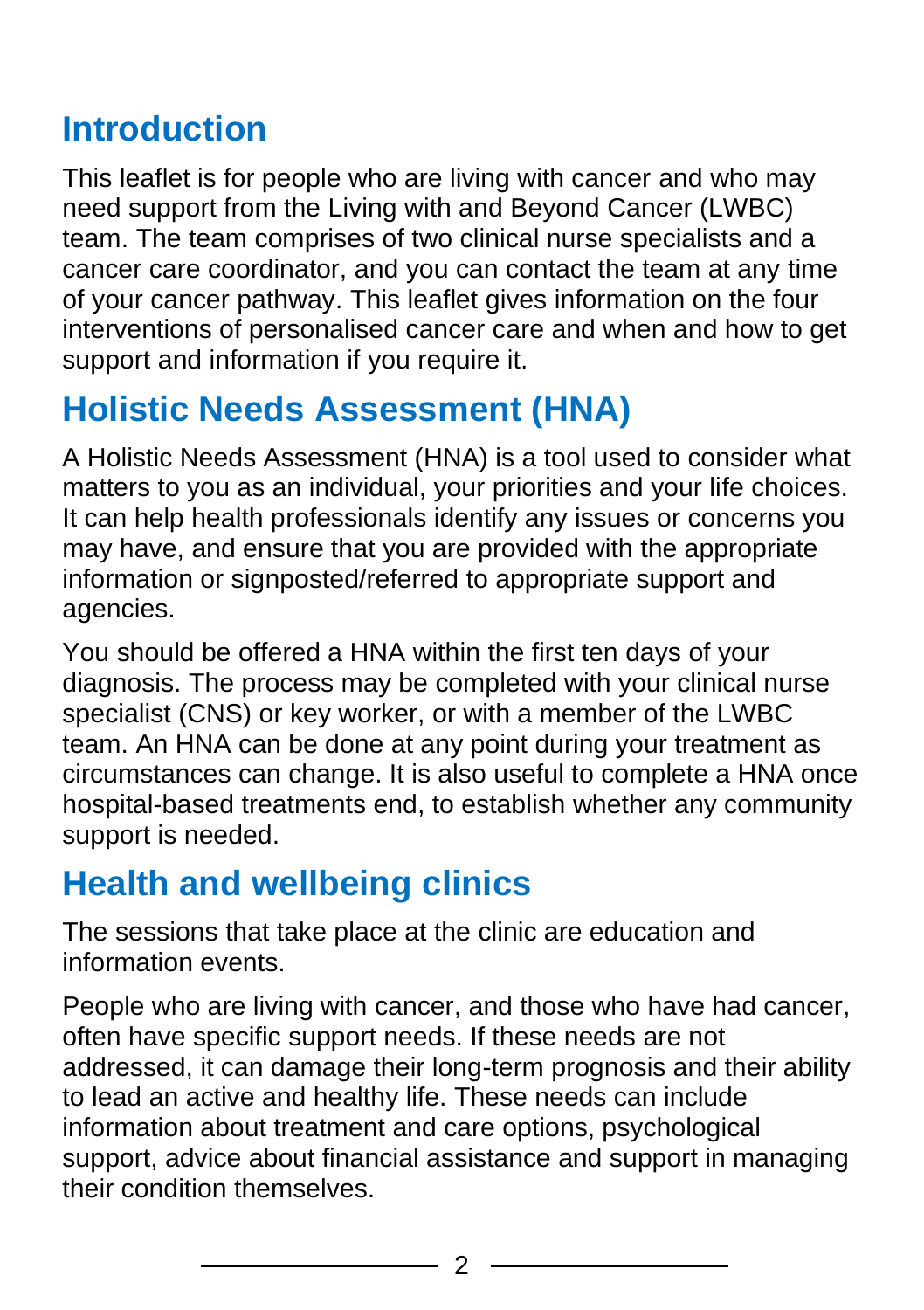## Introduction

This leaflet is for people who are living with cancer and who may need support from the Living with and Beyond Cancer (LWBC) team. The team comprises of two clinical nurse specialists and a cancer care coordinator, and you can contact the team at any time of your cancer pathway. This leaflet gives information on the four interventions of personalised cancer care and when and how to get support and information if you require it.

## Holistic Needs Assessment (HNA)

A Holistic Needs Assessment (HNA) is a tool used to consider what matters to you as an individual, your priorities and your life choices. It can help health professionals identify any issues or concerns you may have, and ensure that you are provided with the appropriate information or signposted/referred to appropriate support and agencies.

You should be offered a HNA within the first ten days of your diagnosis. The process may be completed with your clinical nurse specialist (CNS) or key worker, or with a member of the LWBC team. An HNA can be done at any point during your treatment as circumstances can change. It is also useful to complete a HNA once hospital-based treatments end, to establish whether any community support is needed.

## Health and wellbeing clinics

The sessions that take place at the clinic are education and information events.

People who are living with cancer, and those who have had cancer, often have specific support needs. If these needs are not addressed, it can damage their long-term prognosis and their ability to lead an active and healthy life. These needs can include information about treatment and care options, psychological support, advice about financial assistance and support in managing their condition themselves.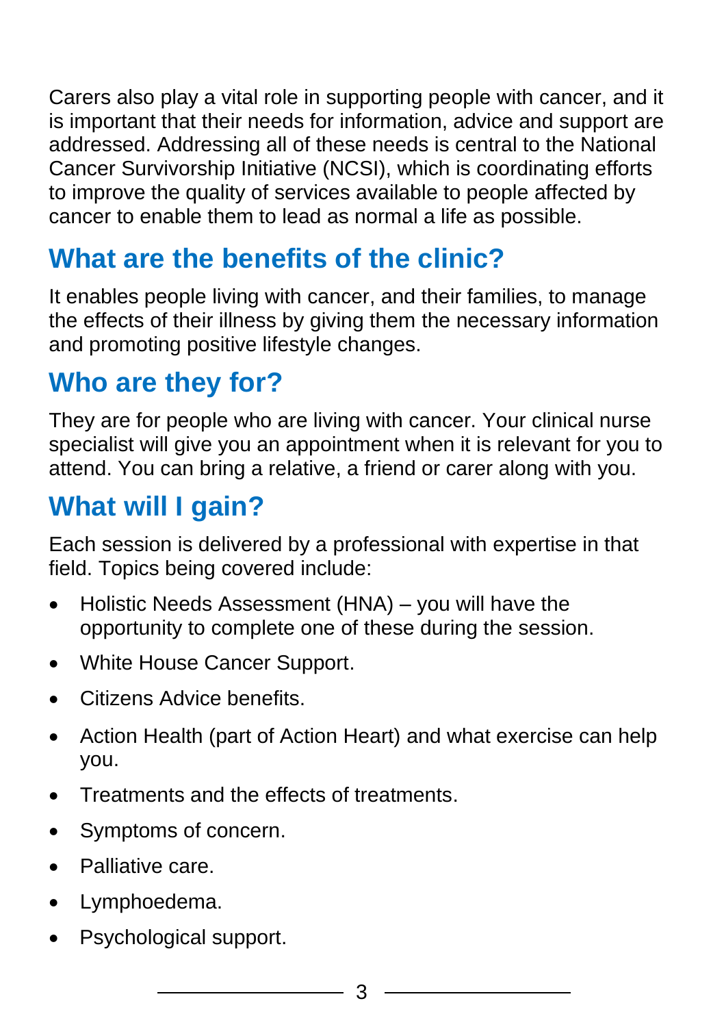Carers also play a vital role in supporting people with cancer, and it is important that their needs for information, advice and support are addressed. Addressing all of these needs is central to the National Cancer Survivorship Initiative (NCSI), which is coordinating efforts to improve the quality of services available to people affected by cancer to enable them to lead as normal a life as possible.

## What are the benefits of the clinic?

It enables people living with cancer, and their families, to manage the effects of their illness by giving them the necessary information and promoting positive lifestyle changes.

## Who are they for?

They are for people who are living with cancer. Your clinical nurse specialist will give you an appointment when it is relevant for you to attend. You can bring a relative, a friend or carer along with you.

## What will I gain?

Each session is delivered by a professional with expertise in that field. Topics being covered include:

- Holistic Needs Assessment (HNA) – you will have the opportunity to complete one of these during the session.
- White House Cancer Support.
- Citizens Advice benefits.
- Action Health (part of Action Heart) and what exercise can help you.
- Treatments and the effects of treatments.
- Symptoms of concern.
- Palliative care.
- Lymphoedema.
- Psychological support.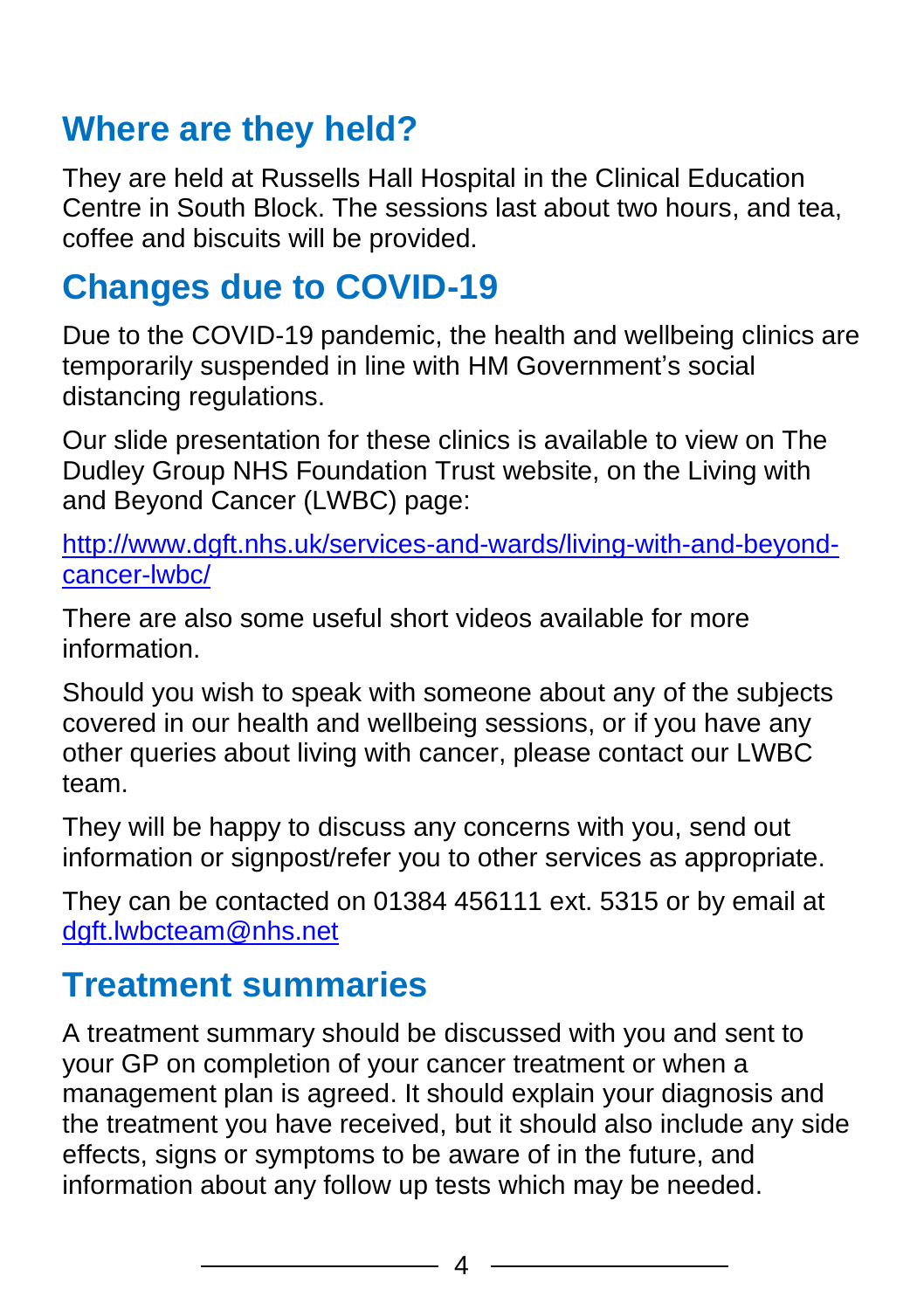## Where are they held?

They are held at Russells Hall Hospital in the Clinical Education Centre in South Block. The sessions last about two hours, and tea, coffee and biscuits will be provided.

## Changes due to COVID-19

Due to the COVID-19 pandemic, the health and wellbeing clinics are temporarily suspended in line with HM Government's social distancing regulations.

Our slide presentation for these clinics is available to view on The Dudley Group NHS Foundation Trust website, on the Living with and Beyond Cancer (LWBC) page:

http://www.dgft.nhs.uk/services-and-wards/living-with-and-beyond-cancer-lwbc/

There are also some useful short videos available for more information.

Should you wish to speak with someone about any of the subjects covered in our health and wellbeing sessions, or if you have any other queries about living with cancer, please contact our LWBC team.

They will be happy to discuss any concerns with you, send out information or signpost/refer you to other services as appropriate.

They can be contacted on 01384 456111 ext. 5315 or by email at dgft.lwbcteam@nhs.net

## Treatment summaries

A treatment summary should be discussed with you and sent to your GP on completion of your cancer treatment or when a management plan is agreed. It should explain your diagnosis and the treatment you have received, but it should also include any side effects, signs or symptoms to be aware of in the future, and information about any follow up tests which may be needed.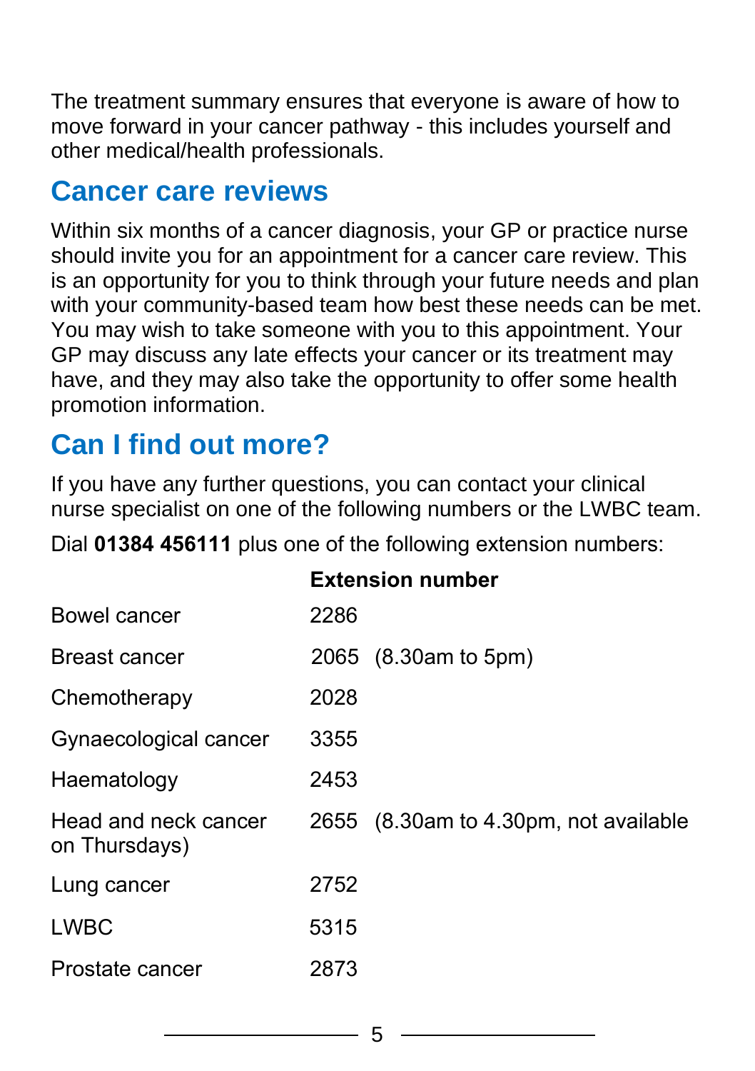The treatment summary ensures that everyone is aware of how to move forward in your cancer pathway - this includes yourself and other medical/health professionals.

## Cancer care reviews

Within six months of a cancer diagnosis, your GP or practice nurse should invite you for an appointment for a cancer care review. This is an opportunity for you to think through your future needs and plan with your community-based team how best these needs can be met. You may wish to take someone with you to this appointment. Your GP may discuss any late effects your cancer or its treatment may have, and they may also take the opportunity to offer some health promotion information.

## Can I find out more?

If you have any further questions, you can contact your clinical nurse specialist on one of the following numbers or the LWBC team.

Dial **01384 456111** plus one of the following extension numbers:

| | **Extension number** |
|---|---|
| Bowel cancer | 2286 |
| Breast cancer | 2065 (8.30am to 5pm) |
| Chemotherapy | 2028 |
| Gynaecological cancer | 3355 |
| Haematology | 2453 |
| Head and neck cancer | 2655 (8.30am to 4.30pm, not available on Thursdays) |
| Lung cancer | 2752 |
| LWBC | 5315 |
| Prostate cancer | 2873 |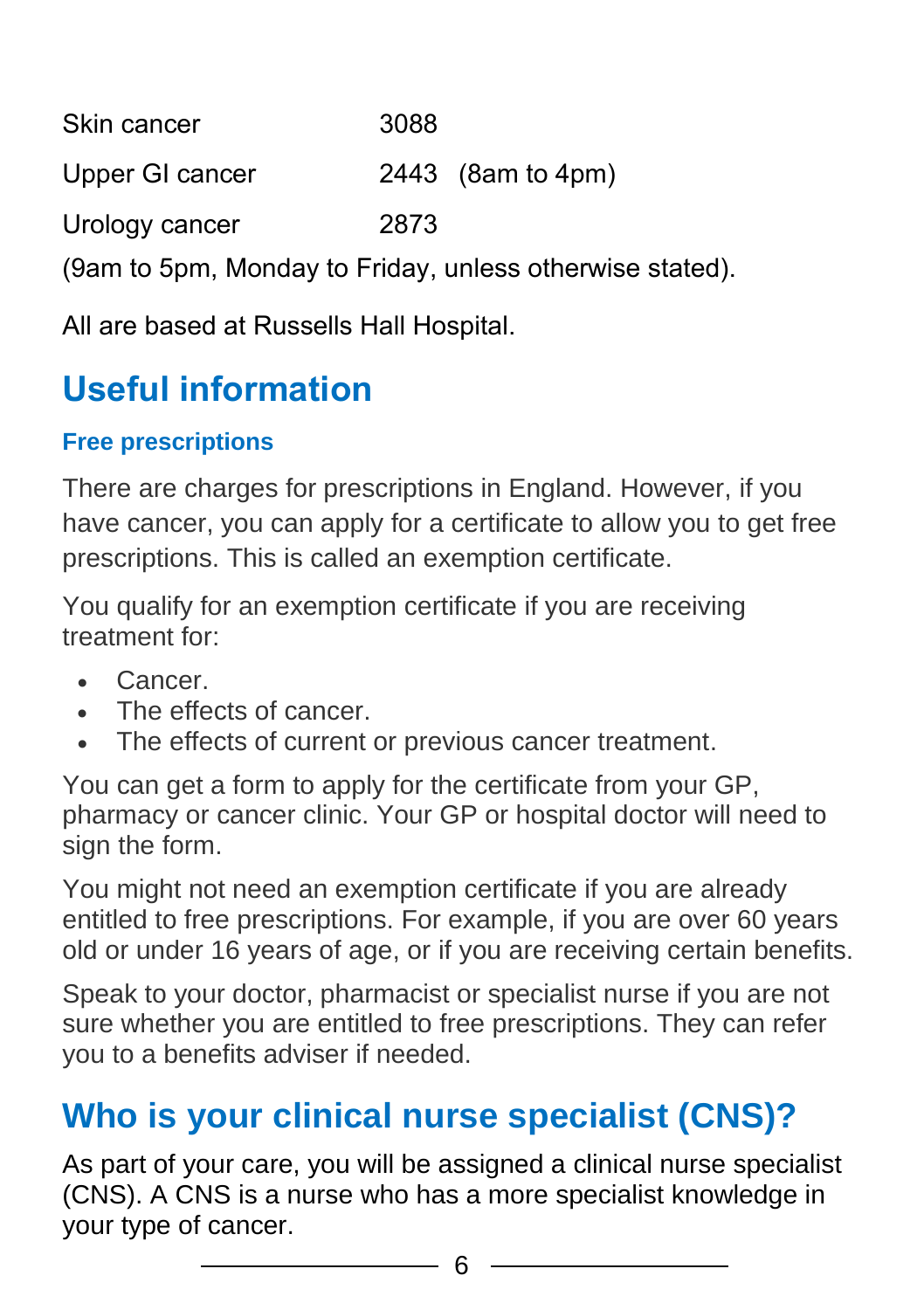| | | |
|---|---|---|
| Skin cancer | 3088 | |
| Upper GI cancer | 2443 | (8am to 4pm) |
| Urology cancer | 2873 | |

(9am to 5pm, Monday to Friday, unless otherwise stated).

All are based at Russells Hall Hospital.

## Useful information

### Free prescriptions

There are charges for prescriptions in England. However, if you have cancer, you can apply for a certificate to allow you to get free prescriptions. This is called an exemption certificate.

You qualify for an exemption certificate if you are receiving treatment for:

- Cancer.
- The effects of cancer.
- The effects of current or previous cancer treatment.

You can get a form to apply for the certificate from your GP, pharmacy or cancer clinic. Your GP or hospital doctor will need to sign the form.

You might not need an exemption certificate if you are already entitled to free prescriptions. For example, if you are over 60 years old or under 16 years of age, or if you are receiving certain benefits.

Speak to your doctor, pharmacist or specialist nurse if you are not sure whether you are entitled to free prescriptions. They can refer you to a benefits adviser if needed.

## Who is your clinical nurse specialist (CNS)?

As part of your care, you will be assigned a clinical nurse specialist (CNS). A CNS is a nurse who has a more specialist knowledge in your type of cancer.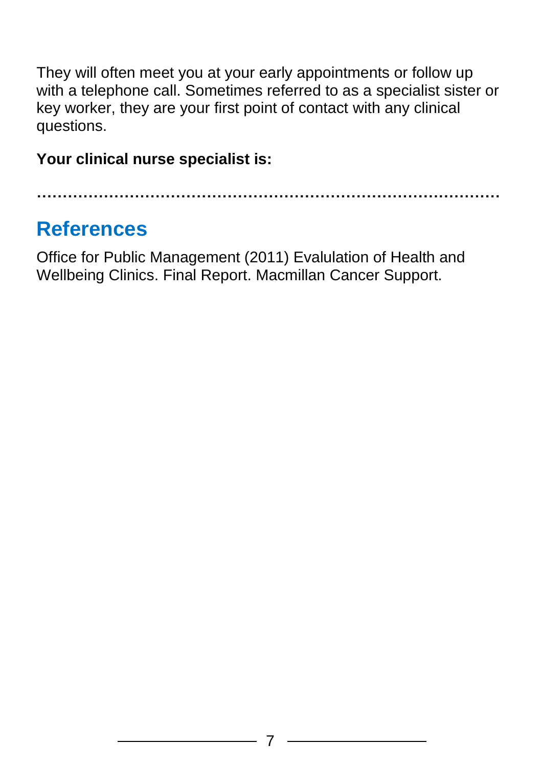They will often meet you at your early appointments or follow up with a telephone call. Sometimes referred to as a specialist sister or key worker, they are your first point of contact with any clinical questions.

**Your clinical nurse specialist is:**

………………………………………………………………………………

## References

Office for Public Management (2011) Evalulation of Health and Wellbeing Clinics. Final Report. Macmillan Cancer Support.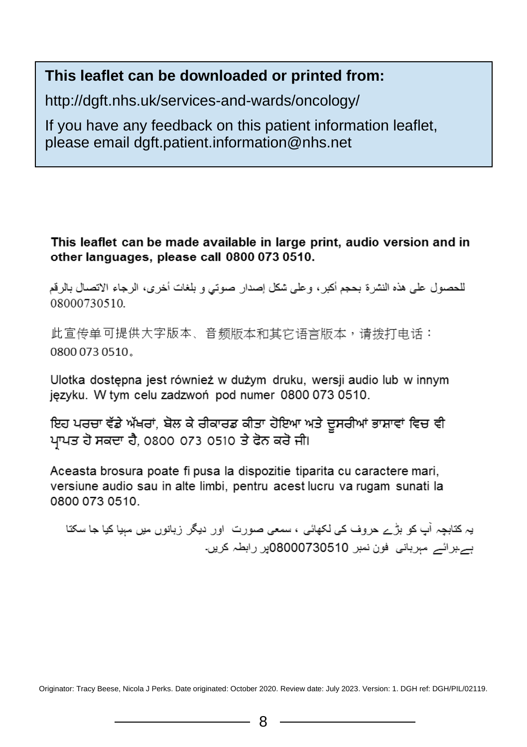**This leaflet can be downloaded or printed from:**

http://dgft.nhs.uk/services-and-wards/oncology/

If you have any feedback on this patient information leaflet, please email dgft.patient.information@nhs.net

**This leaflet can be made available in large print, audio version and in other languages, please call 0800 073 0510.**

للحصول على هذه النشرة بحجم أكبر، وعلى شكل إصدار صوتي و بلغات أخرى، الرجاء الاتصال بالرقم 08000730510.

此宣传单可提供大字版本、音频版本和其它语言版本，请拨打电话：0800 073 0510。

Ulotka dostępna jest również w dużym druku, wersji audio lub w innym języku. W tym celu zadzwoń pod numer 0800 073 0510.

ਇਹ ਪਰਚਾ ਵੱਡੇ ਅੱਖਰਾਂ, ਬੋਲ ਕੇ ਰੀਕਾਰਡ ਕੀਤਾ ਹੋਇਆ ਅਤੇ ਦੂਸਰੀਆਂ ਭਾਸ਼ਾਵਾਂ ਵਿਚ ਵੀ ਪ੍ਰਾਪਤ ਹੋ ਸਕਦਾ ਹੈ, 0800 073 0510 ਤੇ ਫੋਨ ਕਰੋ ਜੀ।

Aceasta brosura poate fi pusa la dispozitie tiparita cu caractere mari, versiune audio sau in alte limbi, pentru acest lucru va rugam sunati la 0800 073 0510.

یہ کتابچہ آپ کو بڑے حروف کی لکھائی ، سمعی صورت اور دیگر زبانوں میں مہیا کیا جا سکتا ہے۔برائے مہربانی فون نمبر 08000730510پر رابطہ کریں۔

Originator: Tracy Beese, Nicola J Perks. Date originated: October 2020. Review date: July 2023. Version: 1. DGH ref: DGH/PIL/02119.